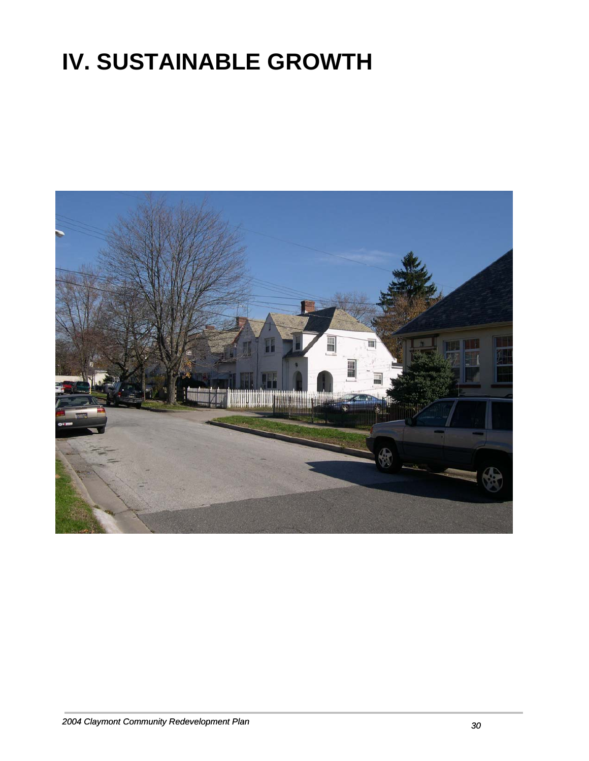# IV. SUSTAINABLE GROWTH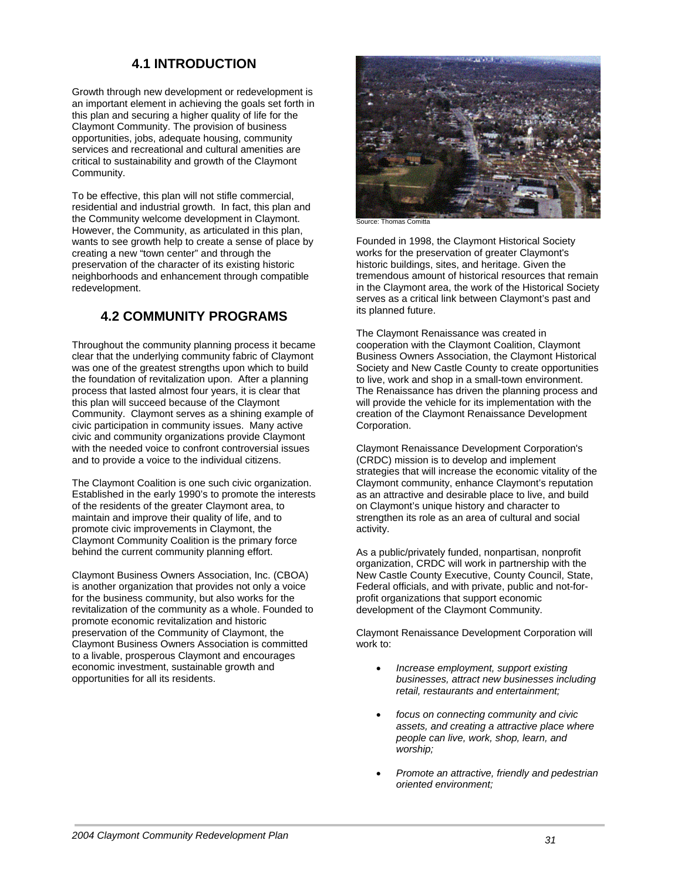## 4.1 INTRODUCTION

Growth through new development or redevelopment is an important element in achieving the goals set forth in this plan and securing a higher quality of life for the Claymont Community. The provision of business opportunities, jobs, adequate housing, community services and recreational and cultural amenities are critical to sustainability and growth of the Claymont Community.

To be effective, this plan will not stifle commercial, residential and industrial growth. In fact, this plan and the Community welcome development in Claymont. However, the Community, as articulated in this plan, wants to see growth help to create a sense of place by creating a new "town center" and through the preservation of the character of its existing historic neighborhoods and enhancement through compatible redevelopment.

## 4.2 COMMUNITY PROGRAMS

Throughout the community planning process it became clear that the underlying community fabric of Claymont was one of the greatest strengths upon which to build the foundation of revitalization upon. After a planning process that lasted almost four years, it is clear that this plan will succeed because of the Claymont Community. Claymont serves as a shining example of civic participation in community issues. Many active civic and community organizations provide Claymont with the needed voice to confront controversial issues and to provide a voice to the individual citizens.

The Claymont Coalition is one such civic organization. Established in the early 1990's to promote the interests of the residents of the greater Claymont area, to maintain and improve their quality of life, and to promote civic improvements in Claymont, the Claymont Community Coalition is the primary force behind the current community planning effort.

Claymont Business Owners Association, Inc. (CBOA) is another organization that provides not only a voice for the business community, but also works for the revitalization of the community as a whole. Founded to promote economic revitalization and historic preservation of the Community of Claymont, the Claymont Business Owners Association is committed to a livable, prosperous Claymont and encourages economic investment, sustainable growth and opportunities for all its residents.

Source: Thomas Comitta

Founded in 1998, the Claymont Historical Society works for the preservation of greater Claymont's historic buildings, sites, and heritage. Given the tremendous amount of historical resources that remain in the Claymont area, the work of the Historical Society serves as a critical link between Claymont's past and its planned future.

The Claymont Renaissance was created in cooperation with the Claymont Coalition, Claymont Business Owners Association, the Claymont Historical Society and New Castle County to create opportunities to live, work and shop in a small-town environment. The Renaissance has driven the planning process and will provide the vehicle for its implementation with the creation of the Claymont Renaissance Development Corporation.

Claymont Renaissance Development Corporation's (CRDC) mission is to develop and implement strategies that will increase the economic vitality of the Claymont community, enhance Claymont's reputation as an attractive and desirable place to live, and build on Claymont's unique history and character to strengthen its role as an area of cultural and social activity.

As a public/privately funded, nonpartisan, nonprofit organization, CRDC will work in partnership with the New Castle County Executive, County Council, State, Federal officials, and with private, public and not-for-profit organizations that support economic development of the Claymont Community.

Claymont Renaissance Development Corporation will work to:

- *Increase employment, support existing businesses, attract new businesses including retail, restaurants and entertainment;*
- *focus on connecting community and civic assets, and creating a attractive place where people can live, work, shop, learn, and worship;*
- *Promote an attractive, friendly and pedestrian oriented environment;*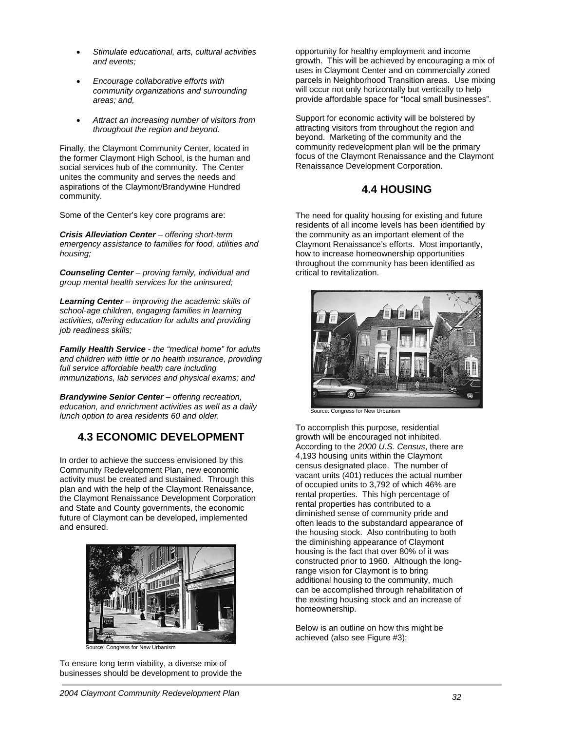- *Stimulate educational, arts, cultural activities and events;*

- *Encourage collaborative efforts with community organizations and surrounding areas; and,*

- *Attract an increasing number of visitors from throughout the region and beyond.*

Finally, the Claymont Community Center, located in the former Claymont High School, is the human and social services hub of the community. The Center unites the community and serves the needs and aspirations of the Claymont/Brandywine Hundred community.

Some of the Center's key core programs are:

***Crisis Alleviation Center*** *– offering short-term emergency assistance to families for food, utilities and housing;*

***Counseling Center*** *– proving family, individual and group mental health services for the uninsured;*

***Learning Center*** *– improving the academic skills of school-age children, engaging families in learning activities, offering education for adults and providing job readiness skills;*

***Family Health Service*** *- the "medical home" for adults and children with little or no health insurance, providing full service affordable health care including immunizations, lab services and physical exams; and*

***Brandywine Senior Center*** *– offering recreation, education, and enrichment activities as well as a daily lunch option to area residents 60 and older.*

## 4.3 ECONOMIC DEVELOPMENT

In order to achieve the success envisioned by this Community Redevelopment Plan, new economic activity must be created and sustained. Through this plan and with the help of the Claymont Renaissance, the Claymont Renaissance Development Corporation and State and County governments, the economic future of Claymont can be developed, implemented and ensured.

Source: Congress for New Urbanism

To ensure long term viability, a diverse mix of businesses should be development to provide the opportunity for healthy employment and income growth. This will be achieved by encouraging a mix of uses in Claymont Center and on commercially zoned parcels in Neighborhood Transition areas. Use mixing will occur not only horizontally but vertically to help provide affordable space for "local small businesses".

Support for economic activity will be bolstered by attracting visitors from throughout the region and beyond. Marketing of the community and the community redevelopment plan will be the primary focus of the Claymont Renaissance and the Claymont Renaissance Development Corporation.

## 4.4 HOUSING

The need for quality housing for existing and future residents of all income levels has been identified by the community as an important element of the Claymont Renaissance's efforts. Most importantly, how to increase homeownership opportunities throughout the community has been identified as critical to revitalization.

Source: Congress for New Urbanism

To accomplish this purpose, residential growth will be encouraged not inhibited. According to the *2000 U.S. Census*, there are 4,193 housing units within the Claymont census designated place. The number of vacant units (401) reduces the actual number of occupied units to 3,792 of which 46% are rental properties. This high percentage of rental properties has contributed to a diminished sense of community pride and often leads to the substandard appearance of the housing stock. Also contributing to both the diminishing appearance of Claymont housing is the fact that over 80% of it was constructed prior to 1960. Although the long-range vision for Claymont is to bring additional housing to the community, much can be accomplished through rehabilitation of the existing housing stock and an increase of homeownership.

Below is an outline on how this might be achieved (also see Figure #3):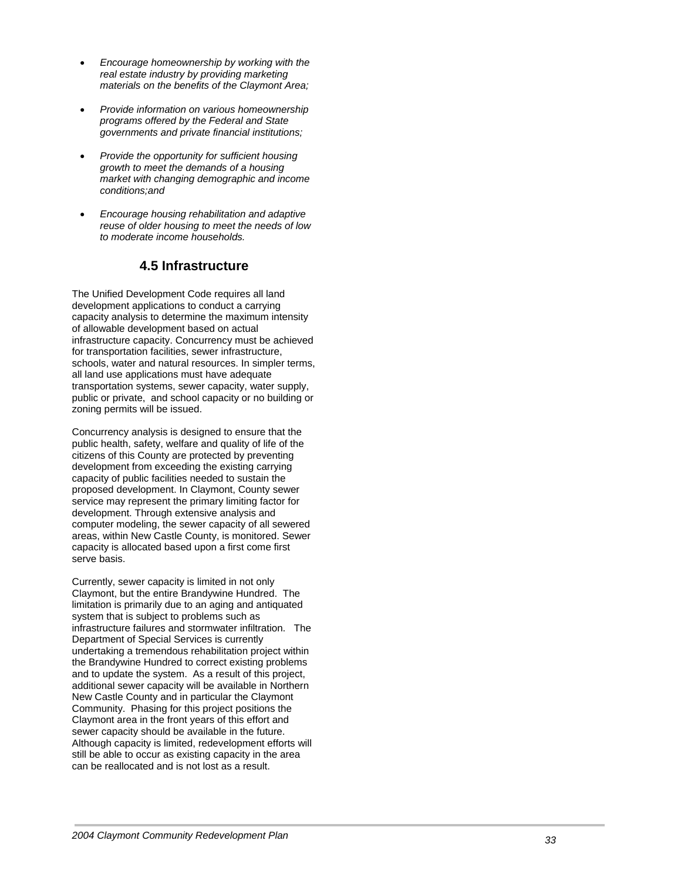- *Encourage homeownership by working with the real estate industry by providing marketing materials on the benefits of the Claymont Area;*
- *Provide information on various homeownership programs offered by the Federal and State governments and private financial institutions;*
- *Provide the opportunity for sufficient housing growth to meet the demands of a housing market with changing demographic and income conditions;and*
- *Encourage housing rehabilitation and adaptive reuse of older housing to meet the needs of low to moderate income households.*

## 4.5 Infrastructure

The Unified Development Code requires all land development applications to conduct a carrying capacity analysis to determine the maximum intensity of allowable development based on actual infrastructure capacity. Concurrency must be achieved for transportation facilities, sewer infrastructure, schools, water and natural resources. In simpler terms, all land use applications must have adequate transportation systems, sewer capacity, water supply, public or private, and school capacity or no building or zoning permits will be issued.

Concurrency analysis is designed to ensure that the public health, safety, welfare and quality of life of the citizens of this County are protected by preventing development from exceeding the existing carrying capacity of public facilities needed to sustain the proposed development. In Claymont, County sewer service may represent the primary limiting factor for development. Through extensive analysis and computer modeling, the sewer capacity of all sewered areas, within New Castle County, is monitored. Sewer capacity is allocated based upon a first come first serve basis.

Currently, sewer capacity is limited in not only Claymont, but the entire Brandywine Hundred. The limitation is primarily due to an aging and antiquated system that is subject to problems such as infrastructure failures and stormwater infiltration. The Department of Special Services is currently undertaking a tremendous rehabilitation project within the Brandywine Hundred to correct existing problems and to update the system. As a result of this project, additional sewer capacity will be available in Northern New Castle County and in particular the Claymont Community. Phasing for this project positions the Claymont area in the front years of this effort and sewer capacity should be available in the future. Although capacity is limited, redevelopment efforts will still be able to occur as existing capacity in the area can be reallocated and is not lost as a result.